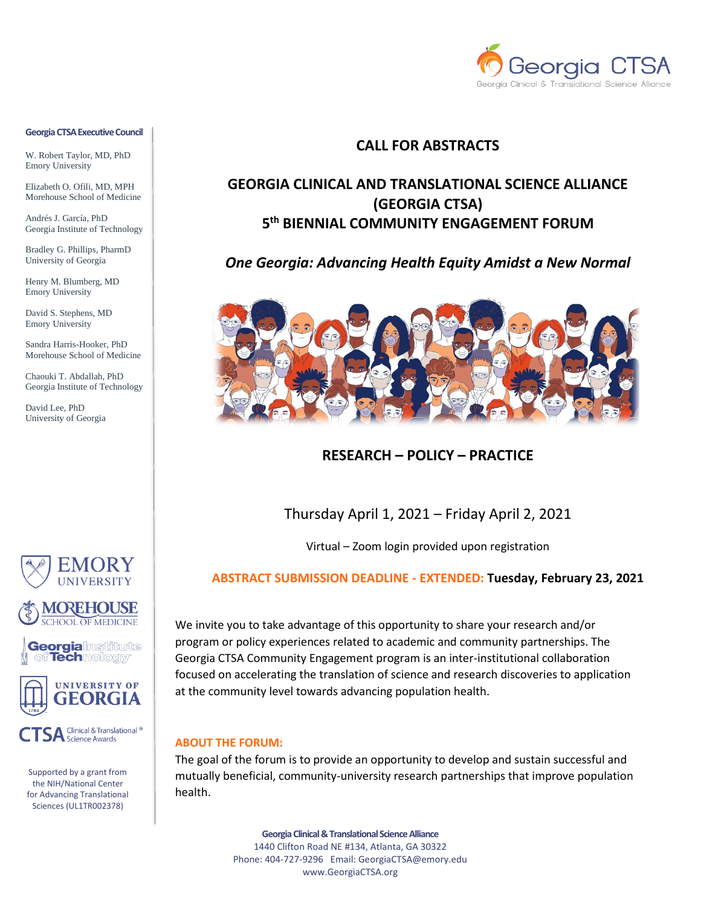Georgia CTSA
Georgia Clinical & Translational Science Alliance

**Georgia CTSA Executive Council**

W. Robert Taylor, MD, PhD
Emory University

Elizabeth O. Ofili, MD, MPH
Morehouse School of Medicine

Andrés J. García, PhD
Georgia Institute of Technology

Bradley G. Phillips, PharmD
University of Georgia

Henry M. Blumberg, MD
Emory University

David S. Stephens, MD
Emory University

Sandra Harris-Hooker, PhD
Morehouse School of Medicine

Chaouki T. Abdallah, PhD
Georgia Institute of Technology

David Lee, PhD
University of Georgia

Supported by a grant from the NIH/National Center for Advancing Translational Sciences (UL1TR002378)

# CALL FOR ABSTRACTS

## GEORGIA CLINICAL AND TRANSLATIONAL SCIENCE ALLIANCE (GEORGIA CTSA) 5th BIENNIAL COMMUNITY ENGAGEMENT FORUM

***One Georgia: Advancing Health Equity Amidst a New Normal***

**RESEARCH – POLICY – PRACTICE**

Thursday April 1, 2021 – Friday April 2, 2021

Virtual – Zoom login provided upon registration

**ABSTRACT SUBMISSION DEADLINE - EXTENDED: Tuesday, February 23, 2021**

We invite you to take advantage of this opportunity to share your research and/or program or policy experiences related to academic and community partnerships. The Georgia CTSA Community Engagement program is an inter-institutional collaboration focused on accelerating the translation of science and research discoveries to application at the community level towards advancing population health.

**ABOUT THE FORUM:**

The goal of the forum is to provide an opportunity to develop and sustain successful and mutually beneficial, community-university research partnerships that improve population health.

**Georgia Clinical & Translational Science Alliance**
1440 Clifton Road NE #134, Atlanta, GA 30322
Phone: 404-727-9296 Email: GeorgiaCTSA@emory.edu
www.GeorgiaCTSA.org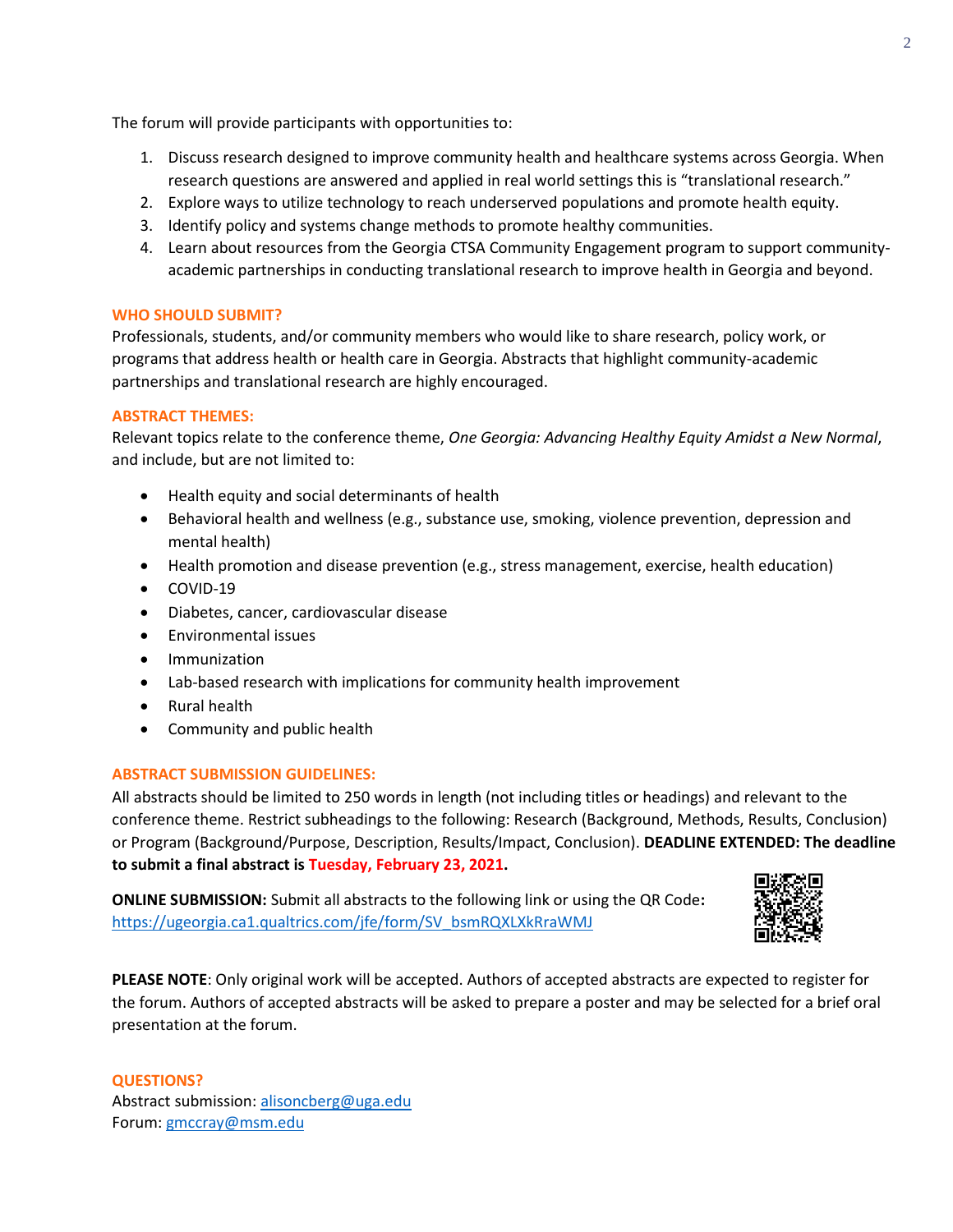The forum will provide participants with opportunities to:

1. Discuss research designed to improve community health and healthcare systems across Georgia. When research questions are answered and applied in real world settings this is "translational research."
2. Explore ways to utilize technology to reach underserved populations and promote health equity.
3. Identify policy and systems change methods to promote healthy communities.
4. Learn about resources from the Georgia CTSA Community Engagement program to support community-academic partnerships in conducting translational research to improve health in Georgia and beyond.

### WHO SHOULD SUBMIT?

Professionals, students, and/or community members who would like to share research, policy work, or programs that address health or health care in Georgia. Abstracts that highlight community-academic partnerships and translational research are highly encouraged.

### ABSTRACT THEMES:

Relevant topics relate to the conference theme, *One Georgia: Advancing Healthy Equity Amidst a New Normal*, and include, but are not limited to:

- Health equity and social determinants of health
- Behavioral health and wellness (e.g., substance use, smoking, violence prevention, depression and mental health)
- Health promotion and disease prevention (e.g., stress management, exercise, health education)
- COVID-19
- Diabetes, cancer, cardiovascular disease
- Environmental issues
- Immunization
- Lab-based research with implications for community health improvement
- Rural health
- Community and public health

### ABSTRACT SUBMISSION GUIDELINES:

All abstracts should be limited to 250 words in length (not including titles or headings) and relevant to the conference theme. Restrict subheadings to the following: Research (Background, Methods, Results, Conclusion) or Program (Background/Purpose, Description, Results/Impact, Conclusion). **DEADLINE EXTENDED: The deadline to submit a final abstract is Tuesday, February 23, 2021.**

**ONLINE SUBMISSION:** Submit all abstracts to the following link or using the QR Code**:**
https://ugeorgia.ca1.qualtrics.com/jfe/form/SV_bsmRQXLXkRraWMJ

**PLEASE NOTE**: Only original work will be accepted. Authors of accepted abstracts are expected to register for the forum. Authors of accepted abstracts will be asked to prepare a poster and may be selected for a brief oral presentation at the forum.

### QUESTIONS?

Abstract submission: alisoncberg@uga.edu
Forum: gmccray@msm.edu